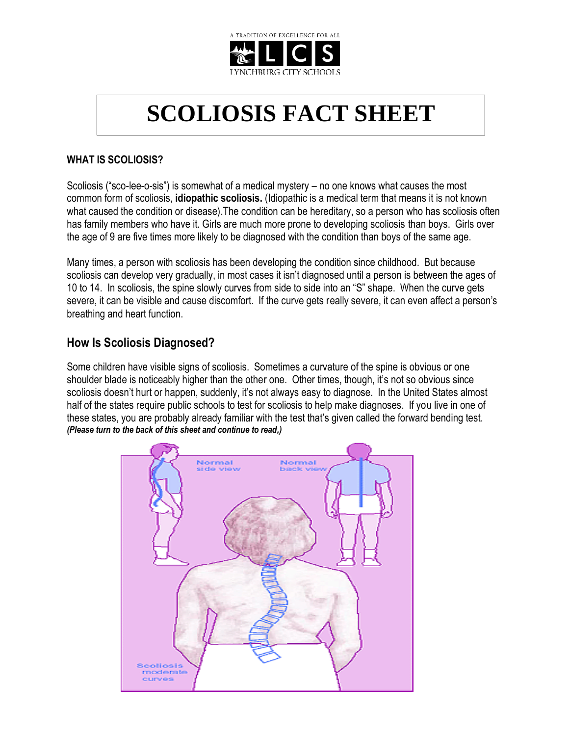A TRADITION OF EXCELLENCE FOR ALL

LCS

LYNCHBURG CITY SCHOOLS

# SCOLIOSIS FACT SHEET

**WHAT IS SCOLIOSIS?**

Scoliosis ("sco-lee-o-sis") is somewhat of a medical mystery – no one knows what causes the most common form of scoliosis, **idiopathic scoliosis.** (Idiopathic is a medical term that means it is not known what caused the condition or disease).The condition can be hereditary, so a person who has scoliosis often has family members who have it. Girls are much more prone to developing scoliosis than boys. Girls over the age of 9 are five times more likely to be diagnosed with the condition than boys of the same age.

Many times, a person with scoliosis has been developing the condition since childhood. But because scoliosis can develop very gradually, in most cases it isn't diagnosed until a person is between the ages of 10 to 14. In scoliosis, the spine slowly curves from side to side into an "S" shape. When the curve gets severe, it can be visible and cause discomfort. If the curve gets really severe, it can even affect a person's breathing and heart function.

## How Is Scoliosis Diagnosed?

Some children have visible signs of scoliosis. Sometimes a curvature of the spine is obvious or one shoulder blade is noticeably higher than the other one. Other times, though, it's not so obvious since scoliosis doesn't hurt or happen, suddenly, it's not always easy to diagnose. In the United States almost half of the states require public schools to test for scoliosis to help make diagnoses. If you live in one of these states, you are probably already familiar with the test that's given called the forward bending test.
***(Please turn to the back of this sheet and continue to read,)***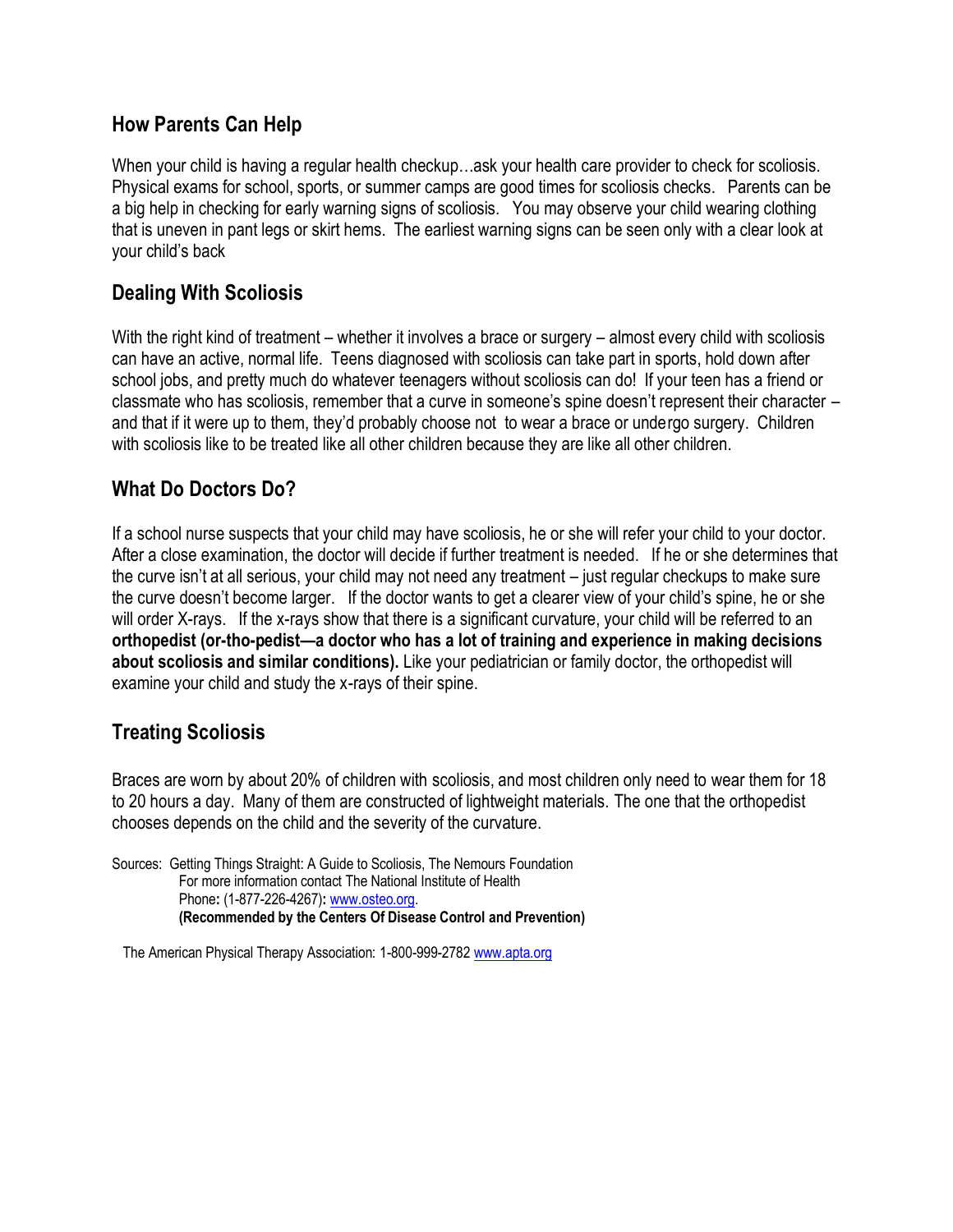## How Parents Can Help

When your child is having a regular health checkup…ask your health care provider to check for scoliosis. Physical exams for school, sports, or summer camps are good times for scoliosis checks. Parents can be a big help in checking for early warning signs of scoliosis. You may observe your child wearing clothing that is uneven in pant legs or skirt hems. The earliest warning signs can be seen only with a clear look at your child's back

## Dealing With Scoliosis

With the right kind of treatment – whether it involves a brace or surgery – almost every child with scoliosis can have an active, normal life. Teens diagnosed with scoliosis can take part in sports, hold down after school jobs, and pretty much do whatever teenagers without scoliosis can do! If your teen has a friend or classmate who has scoliosis, remember that a curve in someone's spine doesn't represent their character – and that if it were up to them, they'd probably choose not to wear a brace or undergo surgery. Children with scoliosis like to be treated like all other children because they are like all other children.

## What Do Doctors Do?

If a school nurse suspects that your child may have scoliosis, he or she will refer your child to your doctor. After a close examination, the doctor will decide if further treatment is needed. If he or she determines that the curve isn't at all serious, your child may not need any treatment – just regular checkups to make sure the curve doesn't become larger. If the doctor wants to get a clearer view of your child's spine, he or she will order X-rays. If the x-rays show that there is a significant curvature, your child will be referred to an **orthopedist (or-tho-pedist—a doctor who has a lot of training and experience in making decisions about scoliosis and similar conditions).** Like your pediatrician or family doctor, the orthopedist will examine your child and study the x-rays of their spine.

## Treating Scoliosis

Braces are worn by about 20% of children with scoliosis, and most children only need to wear them for 18 to 20 hours a day. Many of them are constructed of lightweight materials. The one that the orthopedist chooses depends on the child and the severity of the curvature.

Sources: Getting Things Straight: A Guide to Scoliosis, The Nemours Foundation
For more information contact The National Institute of Health
Phone**:** (1-877-226-4267)**:** www.osteo.org.
**(Recommended by the Centers Of Disease Control and Prevention)**

The American Physical Therapy Association: 1-800-999-2782 www.apta.org